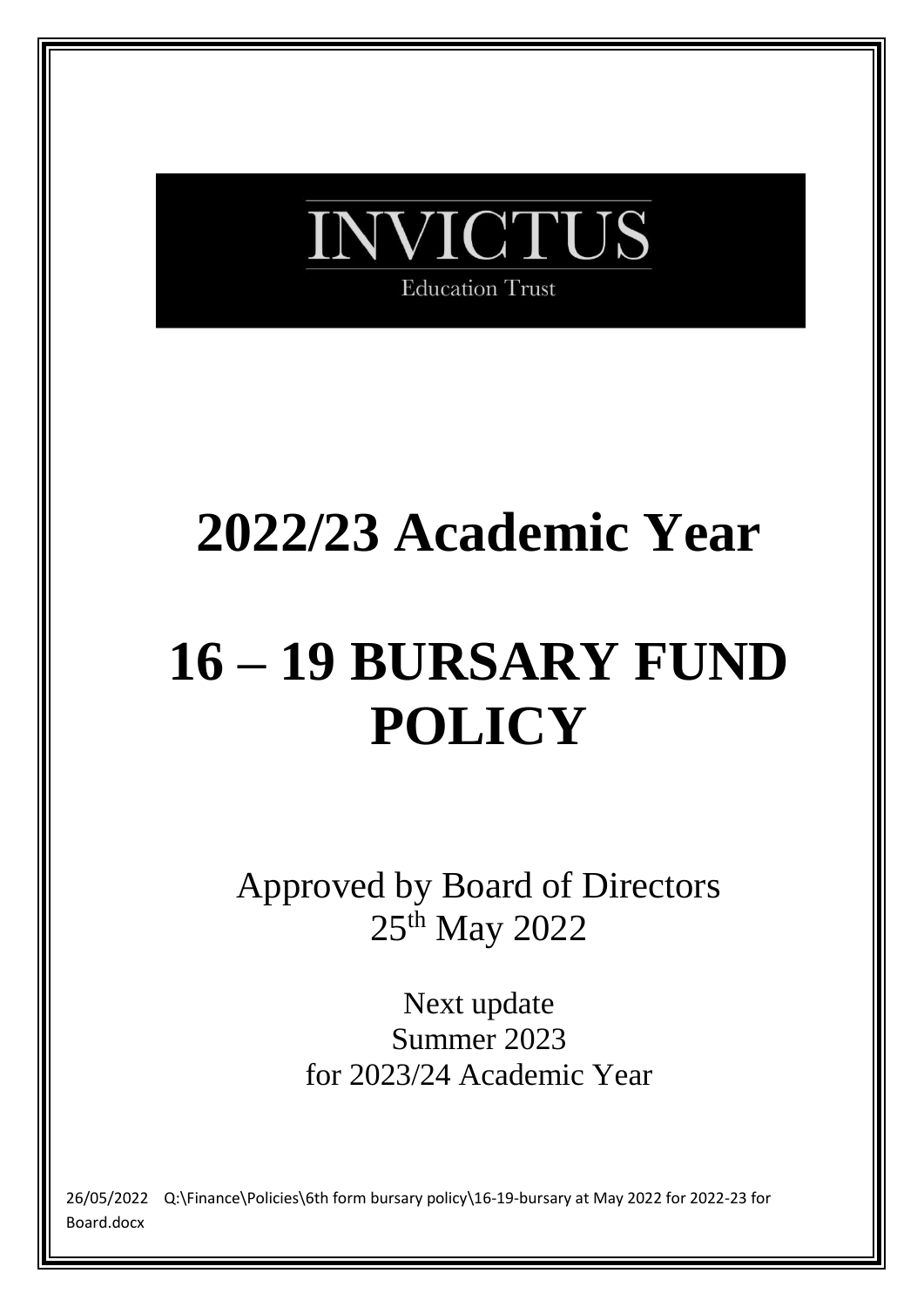INVICTUS

Education Trust

# 2022/23 Academic Year

# 16 – 19 BURSARY FUND POLICY

Approved by Board of Directors
25th May 2022

Next update
Summer 2023
for 2023/24 Academic Year

26/05/2022 Q:\Finance\Policies\6th form bursary policy\16-19-bursary at May 2022 for 2022-23 for Board.docx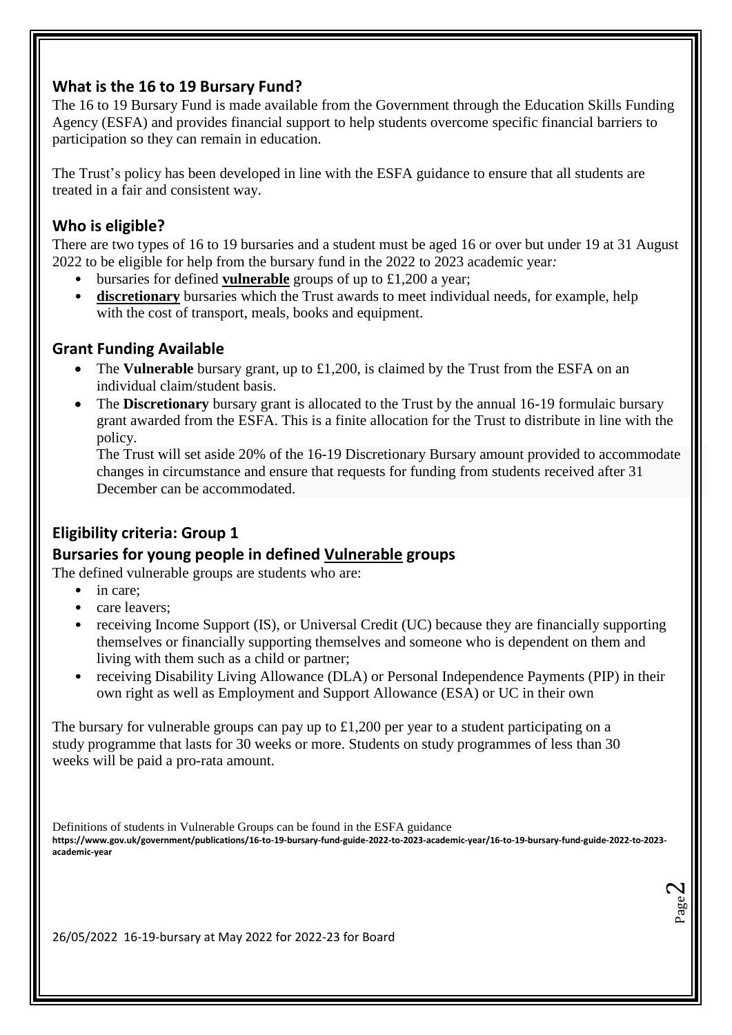## What is the 16 to 19 Bursary Fund?

The 16 to 19 Bursary Fund is made available from the Government through the Education Skills Funding Agency (ESFA) and provides financial support to help students overcome specific financial barriers to participation so they can remain in education.

The Trust's policy has been developed in line with the ESFA guidance to ensure that all students are treated in a fair and consistent way.

## Who is eligible?

There are two types of 16 to 19 bursaries and a student must be aged 16 or over but under 19 at 31 August 2022 to be eligible for help from the bursary fund in the 2022 to 2023 academic year*:*

- bursaries for defined **vulnerable** groups of up to £1,200 a year;
- **discretionary** bursaries which the Trust awards to meet individual needs, for example, help with the cost of transport, meals, books and equipment.

## Grant Funding Available

- The **Vulnerable** bursary grant, up to £1,200, is claimed by the Trust from the ESFA on an individual claim/student basis.
- The **Discretionary** bursary grant is allocated to the Trust by the annual 16-19 formulaic bursary grant awarded from the ESFA. This is a finite allocation for the Trust to distribute in line with the policy.

  The Trust will set aside 20% of the 16-19 Discretionary Bursary amount provided to accommodate changes in circumstance and ensure that requests for funding from students received after 31 December can be accommodated.

## Eligibility criteria: Group 1

## Bursaries for young people in defined Vulnerable groups

The defined vulnerable groups are students who are:

- in care;
- care leavers;
- receiving Income Support (IS), or Universal Credit (UC) because they are financially supporting themselves or financially supporting themselves and someone who is dependent on them and living with them such as a child or partner;
- receiving Disability Living Allowance (DLA) or Personal Independence Payments (PIP) in their own right as well as Employment and Support Allowance (ESA) or UC in their own

The bursary for vulnerable groups can pay up to £1,200 per year to a student participating on a study programme that lasts for 30 weeks or more. Students on study programmes of less than 30 weeks will be paid a pro-rata amount.

Definitions of students in Vulnerable Groups can be found in the ESFA guidance
**https://www.gov.uk/government/publications/16-to-19-bursary-fund-guide-2022-to-2023-academic-year/16-to-19-bursary-fund-guide-2022-to-2023-academic-year**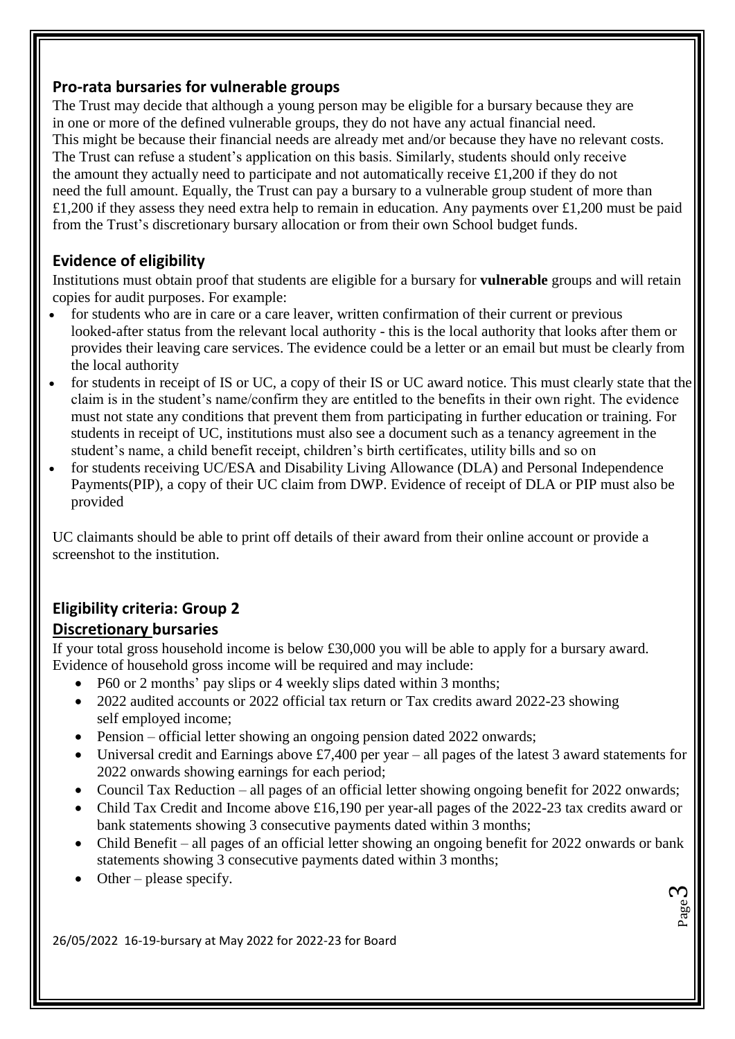## Pro-rata bursaries for vulnerable groups

The Trust may decide that although a young person may be eligible for a bursary because they are in one or more of the defined vulnerable groups, they do not have any actual financial need. This might be because their financial needs are already met and/or because they have no relevant costs. The Trust can refuse a student's application on this basis. Similarly, students should only receive the amount they actually need to participate and not automatically receive £1,200 if they do not need the full amount. Equally, the Trust can pay a bursary to a vulnerable group student of more than £1,200 if they assess they need extra help to remain in education. Any payments over £1,200 must be paid from the Trust's discretionary bursary allocation or from their own School budget funds.

## Evidence of eligibility

Institutions must obtain proof that students are eligible for a bursary for **vulnerable** groups and will retain copies for audit purposes. For example:

- for students who are in care or a care leaver, written confirmation of their current or previous looked-after status from the relevant local authority - this is the local authority that looks after them or provides their leaving care services. The evidence could be a letter or an email but must be clearly from the local authority
- for students in receipt of IS or UC, a copy of their IS or UC award notice. This must clearly state that the claim is in the student's name/confirm they are entitled to the benefits in their own right. The evidence must not state any conditions that prevent them from participating in further education or training. For students in receipt of UC, institutions must also see a document such as a tenancy agreement in the student's name, a child benefit receipt, children's birth certificates, utility bills and so on
- for students receiving UC/ESA and Disability Living Allowance (DLA) and Personal Independence Payments(PIP), a copy of their UC claim from DWP. Evidence of receipt of DLA or PIP must also be provided

UC claimants should be able to print off details of their award from their online account or provide a screenshot to the institution.

## Eligibility criteria: Group 2

### Discretionary bursaries

If your total gross household income is below £30,000 you will be able to apply for a bursary award. Evidence of household gross income will be required and may include:

- P60 or 2 months' pay slips or 4 weekly slips dated within 3 months;
- 2022 audited accounts or 2022 official tax return or Tax credits award 2022-23 showing self employed income;
- Pension – official letter showing an ongoing pension dated 2022 onwards;
- Universal credit and Earnings above £7,400 per year – all pages of the latest 3 award statements for 2022 onwards showing earnings for each period;
- Council Tax Reduction – all pages of an official letter showing ongoing benefit for 2022 onwards;
- Child Tax Credit and Income above £16,190 per year-all pages of the 2022-23 tax credits award or bank statements showing 3 consecutive payments dated within 3 months;
- Child Benefit – all pages of an official letter showing an ongoing benefit for 2022 onwards or bank statements showing 3 consecutive payments dated within 3 months;
- Other – please specify.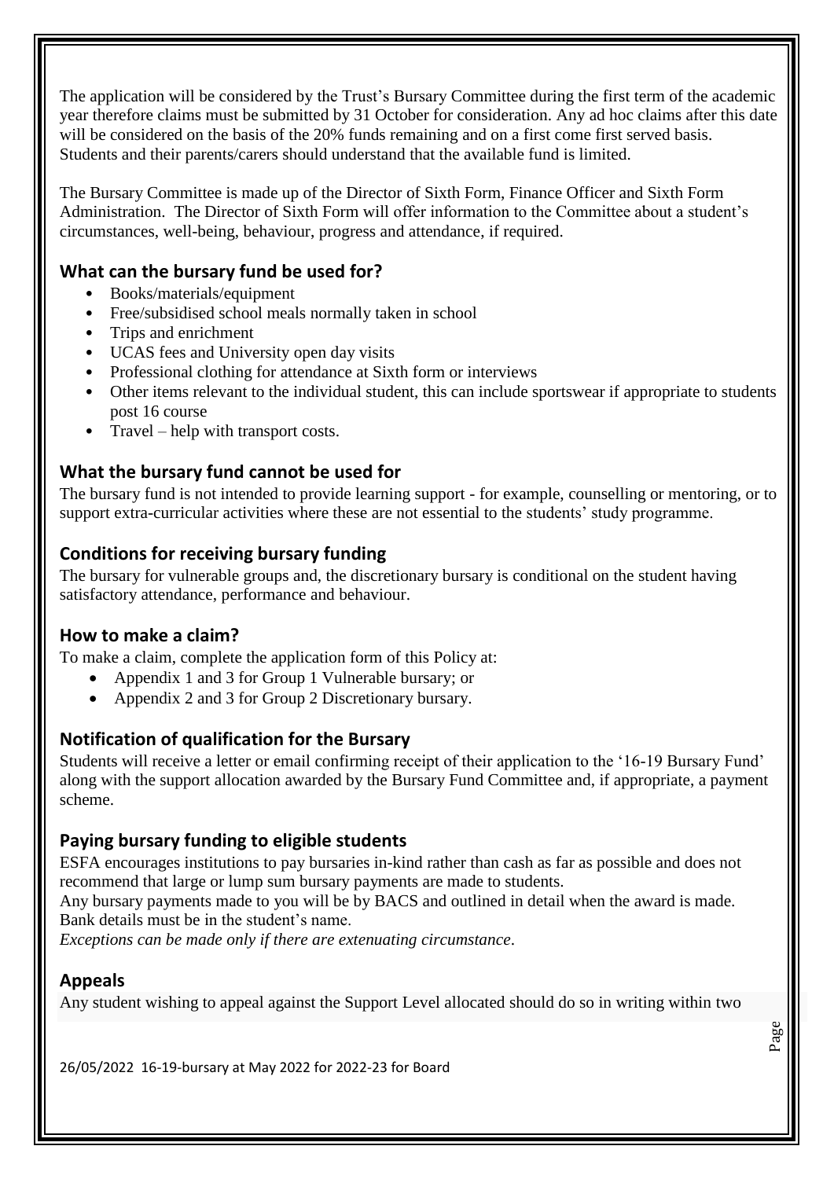The application will be considered by the Trust's Bursary Committee during the first term of the academic year therefore claims must be submitted by 31 October for consideration. Any ad hoc claims after this date will be considered on the basis of the 20% funds remaining and on a first come first served basis. Students and their parents/carers should understand that the available fund is limited.

The Bursary Committee is made up of the Director of Sixth Form, Finance Officer and Sixth Form Administration. The Director of Sixth Form will offer information to the Committee about a student's circumstances, well-being, behaviour, progress and attendance, if required.

## What can the bursary fund be used for?

- Books/materials/equipment
- Free/subsidised school meals normally taken in school
- Trips and enrichment
- UCAS fees and University open day visits
- Professional clothing for attendance at Sixth form or interviews
- Other items relevant to the individual student, this can include sportswear if appropriate to students post 16 course
- Travel – help with transport costs.

## What the bursary fund cannot be used for

The bursary fund is not intended to provide learning support - for example, counselling or mentoring, or to support extra-curricular activities where these are not essential to the students' study programme.

## Conditions for receiving bursary funding

The bursary for vulnerable groups and, the discretionary bursary is conditional on the student having satisfactory attendance, performance and behaviour.

## How to make a claim?

To make a claim, complete the application form of this Policy at:

- Appendix 1 and 3 for Group 1 Vulnerable bursary; or
- Appendix 2 and 3 for Group 2 Discretionary bursary.

## Notification of qualification for the Bursary

Students will receive a letter or email confirming receipt of their application to the '16-19 Bursary Fund' along with the support allocation awarded by the Bursary Fund Committee and, if appropriate, a payment scheme.

## Paying bursary funding to eligible students

ESFA encourages institutions to pay bursaries in-kind rather than cash as far as possible and does not recommend that large or lump sum bursary payments are made to students.
Any bursary payments made to you will be by BACS and outlined in detail when the award is made.
Bank details must be in the student's name.
*Exceptions can be made only if there are extenuating circumstance.*

## Appeals

Any student wishing to appeal against the Support Level allocated should do so in writing within two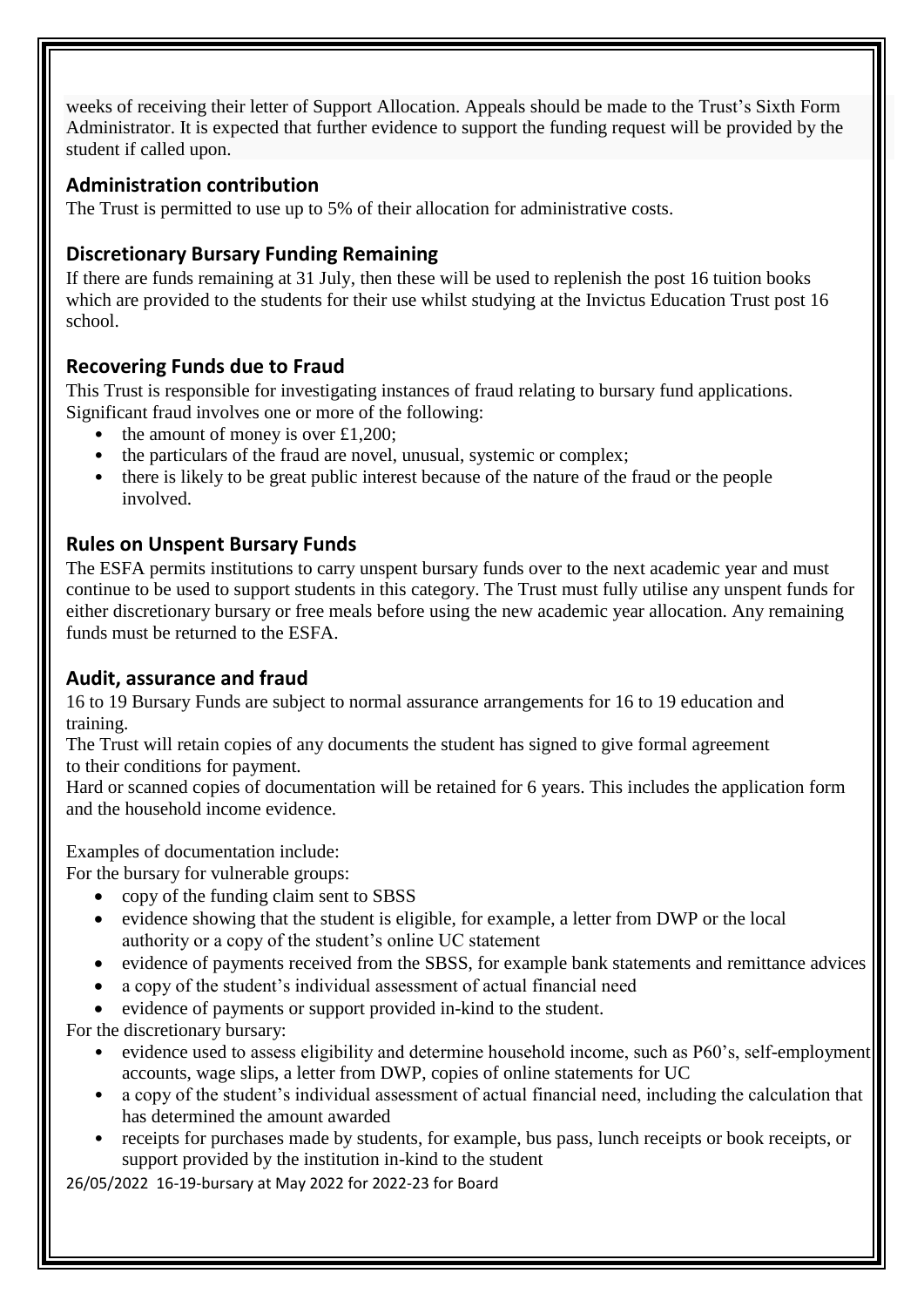weeks of receiving their letter of Support Allocation. Appeals should be made to the Trust's Sixth Form Administrator. It is expected that further evidence to support the funding request will be provided by the student if called upon.

### Administration contribution

The Trust is permitted to use up to 5% of their allocation for administrative costs.

### Discretionary Bursary Funding Remaining

If there are funds remaining at 31 July, then these will be used to replenish the post 16 tuition books which are provided to the students for their use whilst studying at the Invictus Education Trust post 16 school.

### Recovering Funds due to Fraud

This Trust is responsible for investigating instances of fraud relating to bursary fund applications. Significant fraud involves one or more of the following:

- the amount of money is over £1,200;
- the particulars of the fraud are novel, unusual, systemic or complex;
- there is likely to be great public interest because of the nature of the fraud or the people involved.

### Rules on Unspent Bursary Funds

The ESFA permits institutions to carry unspent bursary funds over to the next academic year and must continue to be used to support students in this category. The Trust must fully utilise any unspent funds for either discretionary bursary or free meals before using the new academic year allocation. Any remaining funds must be returned to the ESFA.

### Audit, assurance and fraud

16 to 19 Bursary Funds are subject to normal assurance arrangements for 16 to 19 education and training.

The Trust will retain copies of any documents the student has signed to give formal agreement to their conditions for payment.

Hard or scanned copies of documentation will be retained for 6 years. This includes the application form and the household income evidence.

Examples of documentation include:

For the bursary for vulnerable groups:

- copy of the funding claim sent to SBSS
- evidence showing that the student is eligible, for example, a letter from DWP or the local authority or a copy of the student's online UC statement
- evidence of payments received from the SBSS, for example bank statements and remittance advices
- a copy of the student's individual assessment of actual financial need
- evidence of payments or support provided in-kind to the student.

For the discretionary bursary:

- evidence used to assess eligibility and determine household income, such as P60's, self-employment accounts, wage slips, a letter from DWP, copies of online statements for UC
- a copy of the student's individual assessment of actual financial need, including the calculation that has determined the amount awarded
- receipts for purchases made by students, for example, bus pass, lunch receipts or book receipts, or support provided by the institution in-kind to the student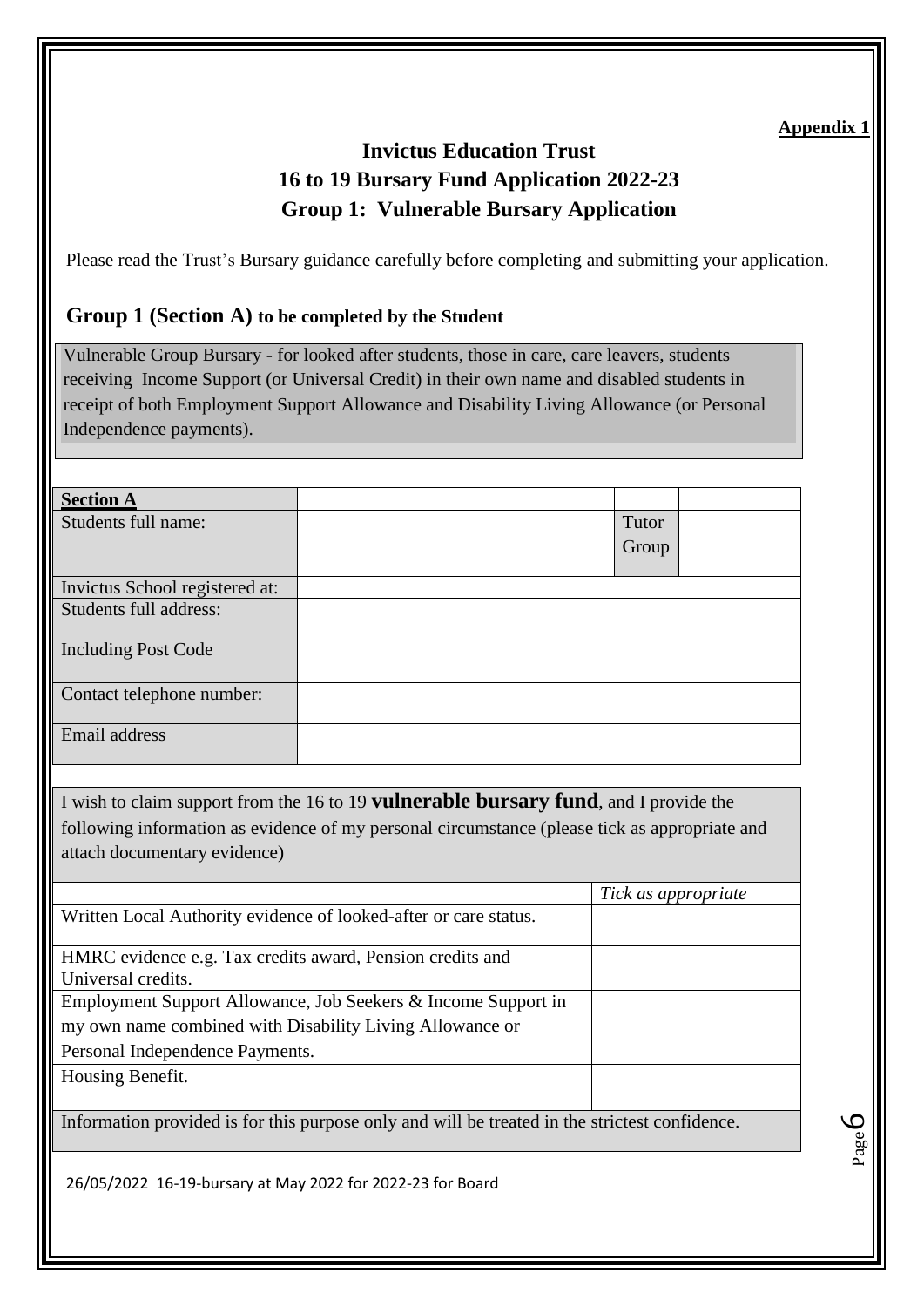**Appendix 1**

# Invictus Education Trust
## 16 to 19 Bursary Fund Application 2022-23
## Group 1: Vulnerable Bursary Application

Please read the Trust's Bursary guidance carefully before completing and submitting your application.

### Group 1 (Section A) to be completed by the Student

Vulnerable Group Bursary - for looked after students, those in care, care leavers, students receiving Income Support (or Universal Credit) in their own name and disabled students in receipt of both Employment Support Allowance and Disability Living Allowance (or Personal Independence payments).

| **Section A** | | | |
|---|---|---|---|
| Students full name: | | Tutor Group | |
| Invictus School registered at: | | | |
| Students full address:<br><br>Including Post Code | | | |
| Contact telephone number: | | | |
| Email address | | | |

I wish to claim support from the 16 to 19 **vulnerable bursary fund**, and I provide the following information as evidence of my personal circumstance (please tick as appropriate and attach documentary evidence)

| | *Tick as appropriate* |
|---|---|
| Written Local Authority evidence of looked-after or care status. | |
| HMRC evidence e.g. Tax credits award, Pension credits and Universal credits. | |
| Employment Support Allowance, Job Seekers & Income Support in my own name combined with Disability Living Allowance or Personal Independence Payments. | |
| Housing Benefit. | |

Information provided is for this purpose only and will be treated in the strictest confidence.

26/05/2022 16-19-bursary at May 2022 for 2022-23 for Board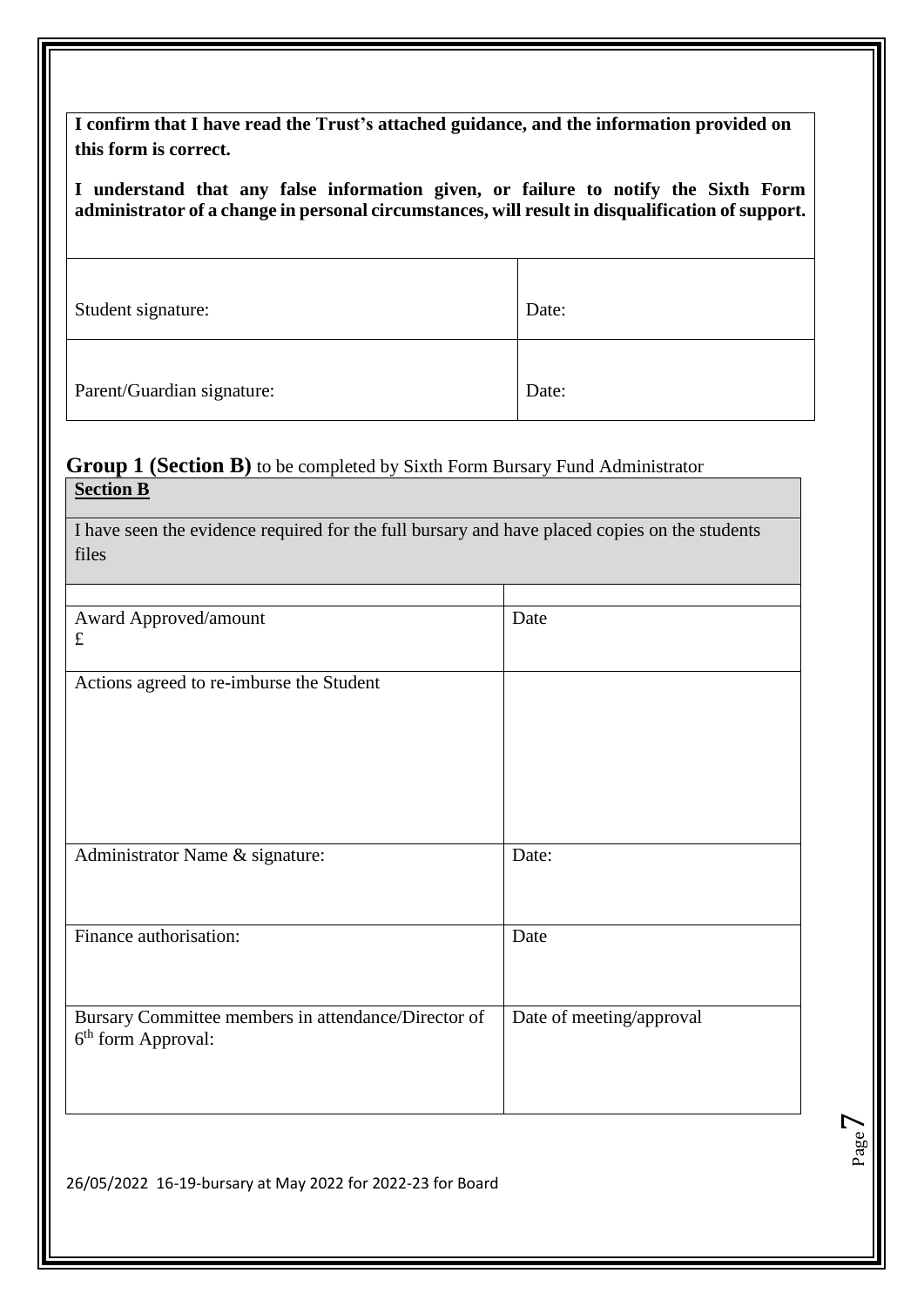| **I confirm that I have read the Trust's attached guidance, and the information provided on this form is correct.** <br><br> **I understand that any false information given, or failure to notify the Sixth Form administrator of a change in personal circumstances, will result in disqualification of support.** | |
|---|---|
| Student signature: | Date: |
| Parent/Guardian signature: | Date: |

**Group 1 (Section B)** to be completed by Sixth Form Bursary Fund Administrator

| **Section B** <br><br> I have seen the evidence required for the full bursary and have placed copies on the students files | |
|---|---|
| | |
| Award Approved/amount <br> £ | Date |
| Actions agreed to re-imburse the Student | |
| Administrator Name & signature: | Date: |
| Finance authorisation: | Date |
| Bursary Committee members in attendance/Director of 6th form Approval: | Date of meeting/approval |

26/05/2022 16-19-bursary at May 2022 for 2022-23 for Board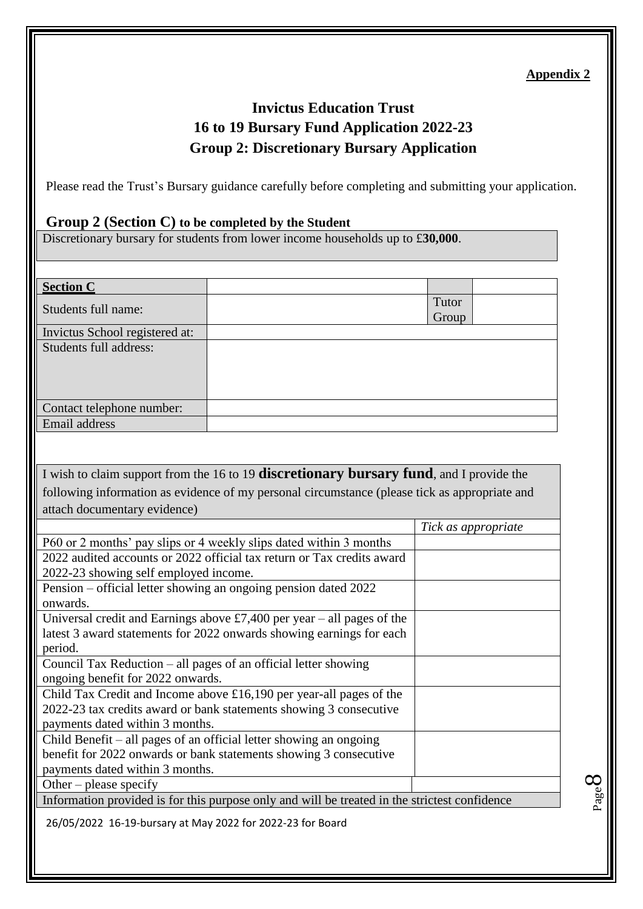**Appendix 2**

# Invictus Education Trust
## 16 to 19 Bursary Fund Application 2022-23
## Group 2: Discretionary Bursary Application

Please read the Trust's Bursary guidance carefully before completing and submitting your application.

### Group 2 (Section C) to be completed by the Student

Discretionary bursary for students from lower income households up to £**30,000**.

| **Section C** | | | |
|---|---|---|---|
| Students full name: | | Tutor Group | |
| Invictus School registered at: | | | |
| Students full address: | | | |
| Contact telephone number: | | | |
| Email address | | | |

I wish to claim support from the 16 to 19 **discretionary bursary fund**, and I provide the following information as evidence of my personal circumstance (please tick as appropriate and attach documentary evidence)

| | *Tick as appropriate* |
|---|---|
| P60 or 2 months' pay slips or 4 weekly slips dated within 3 months | |
| 2022 audited accounts or 2022 official tax return or Tax credits award 2022-23 showing self employed income. | |
| Pension – official letter showing an ongoing pension dated 2022 onwards. | |
| Universal credit and Earnings above £7,400 per year – all pages of the latest 3 award statements for 2022 onwards showing earnings for each period. | |
| Council Tax Reduction – all pages of an official letter showing ongoing benefit for 2022 onwards. | |
| Child Tax Credit and Income above £16,190 per year-all pages of the 2022-23 tax credits award or bank statements showing 3 consecutive payments dated within 3 months. | |
| Child Benefit – all pages of an official letter showing an ongoing benefit for 2022 onwards or bank statements showing 3 consecutive payments dated within 3 months. | |
| Other – please specify | |
| Information provided is for this purpose only and will be treated in the strictest confidence | |

26/05/2022 16-19-bursary at May 2022 for 2022-23 for Board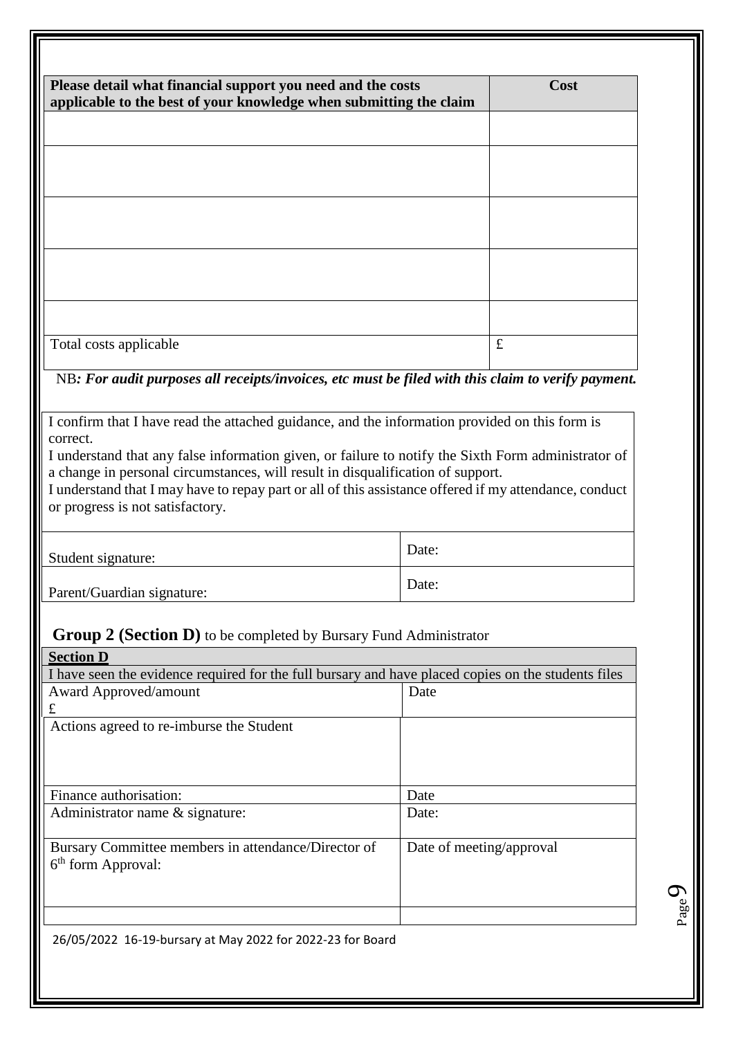| Please detail what financial support you need and the costs applicable to the best of your knowledge when submitting the claim | Cost |
|---|---|
| | |
| | |
| | |
| | |
| | |
| Total costs applicable | £ |

NB***: For audit purposes all receipts/invoices, etc must be filed with this claim to verify payment.***

| I confirm that I have read the attached guidance, and the information provided on this form is correct.<br>I understand that any false information given, or failure to notify the Sixth Form administrator of a change in personal circumstances, will result in disqualification of support.<br>I understand that I may have to repay part or all of this assistance offered if my attendance, conduct or progress is not satisfactory. | |
|---|---|
| Student signature: | Date: |
| Parent/Guardian signature: | Date: |

## Group 2 (Section D) to be completed by Bursary Fund Administrator

| **Section D** | |
|---|---|
| I have seen the evidence required for the full bursary and have placed copies on the students files | |
| Award Approved/amount<br>£ | Date |
| Actions agreed to re-imburse the Student | |
| Finance authorisation: | Date |
| Administrator name & signature: | Date: |
| Bursary Committee members in attendance/Director of 6th form Approval: | Date of meeting/approval |
| | |

26/05/2022 16-19-bursary at May 2022 for 2022-23 for Board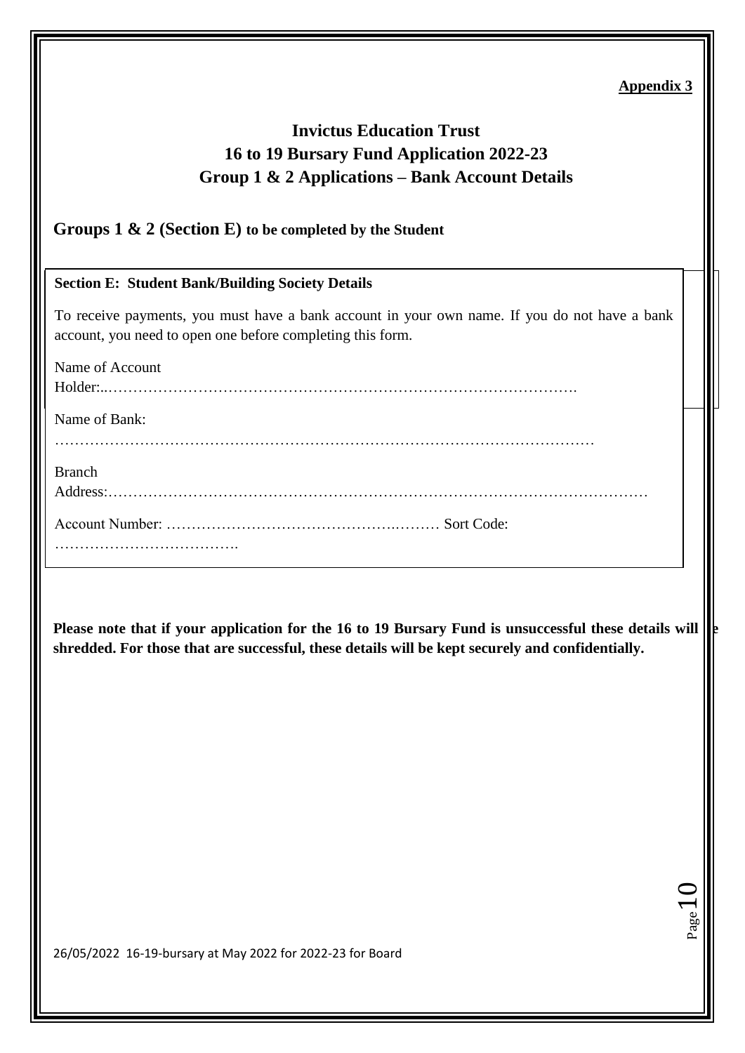**Appendix 3**

# Invictus Education Trust
## 16 to 19 Bursary Fund Application 2022-23
## Group 1 & 2 Applications – Bank Account Details

**Groups 1 & 2 (Section E) to be completed by the Student**

**Section E: Student Bank/Building Society Details**

To receive payments, you must have a bank account in your own name. If you do not have a bank account, you need to open one before completing this form.

Name of Account Holder:..…………………………………………………………………………….

Name of Bank: ………………………………………………………………………………………

Branch Address:………………………………………………………………………………………

Account Number: ……………………………………….……… Sort Code: ……………………………….

**Please note that if your application for the 16 to 19 Bursary Fund is unsuccessful these details will be shredded. For those that are successful, these details will be kept securely and confidentially.**

26/05/2022 16-19-bursary at May 2022 for 2022-23 for Board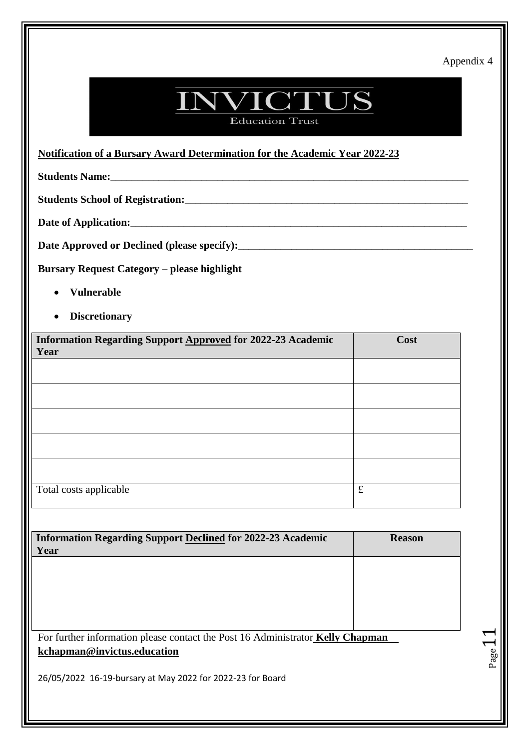Appendix 4

INVICTUS
Education Trust

**Notification of a Bursary Award Determination for the Academic Year 2022-23**

**Students Name:______________________________________________________________________**

**Students School of Registration:_______________________________________________________**

**Date of Application:_________________________________________________________________**

**Date Approved or Declined (please specify):_____________________________________________**

**Bursary Request Category – please highlight**

- **Vulnerable**
- **Discretionary**

| **Information Regarding Support Approved for 2022-23 Academic Year** | **Cost** |
|---|---|
| | |
| | |
| | |
| | |
| | |
| Total costs applicable | £ |

| **Information Regarding Support Declined for 2022-23 Academic Year** | **Reason** |
|---|---|
| | |

For further information please contact the Post 16 Administrator **Kelly Chapman kchapman@invictus.education**

26/05/2022 16-19-bursary at May 2022 for 2022-23 for Board